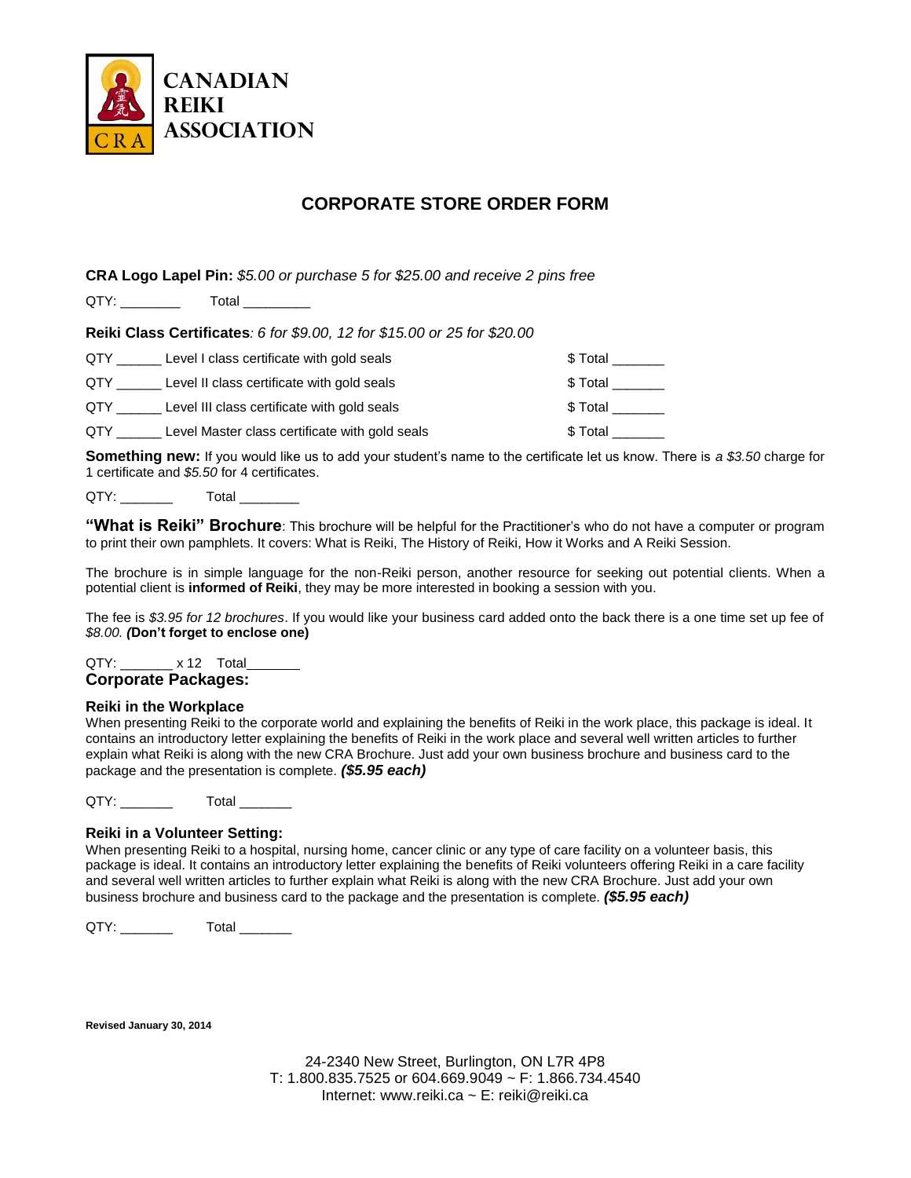**CANADIAN REIKI ASSOCIATION**

CRA

# CORPORATE STORE ORDER FORM

**CRA Logo Lapel Pin:** *$5.00 or purchase 5 for $25.00 and receive 2 pins free*

QTY: ________ Total _________

**Reiki Class Certificates***: 6 for $9.00, 12 for $15.00 or 25 for $20.00*

QTY ______ Level I class certificate with gold seals $ Total _______

QTY ______ Level II class certificate with gold seals $ Total _______

QTY ______ Level III class certificate with gold seals $ Total _______

QTY ______ Level Master class certificate with gold seals $ Total _______

**Something new:** If you would like us to add your student's name to the certificate let us know. There is *a $3.50* charge for 1 certificate and *$5.50* for 4 certificates.

QTY: _______ Total ________

**"What is Reiki" Brochure**: This brochure will be helpful for the Practitioner's who do not have a computer or program to print their own pamphlets. It covers: What is Reiki, The History of Reiki, How it Works and A Reiki Session.

The brochure is in simple language for the non-Reiki person, another resource for seeking out potential clients. When a potential client is **informed of Reiki**, they may be more interested in booking a session with you.

The fee is *$3.95 for 12 brochures*. If you would like your business card added onto the back there is a one time set up fee of *$8.00.* ***(*****Don't forget to enclose one)**

QTY: _______ x 12 Total_______

## Corporate Packages:

### Reiki in the Workplace

When presenting Reiki to the corporate world and explaining the benefits of Reiki in the work place, this package is ideal. It contains an introductory letter explaining the benefits of Reiki in the work place and several well written articles to further explain what Reiki is along with the new CRA Brochure. Just add your own business brochure and business card to the package and the presentation is complete. ***($5.95 each)***

QTY: _______ Total _______

### Reiki in a Volunteer Setting:

When presenting Reiki to a hospital, nursing home, cancer clinic or any type of care facility on a volunteer basis, this package is ideal. It contains an introductory letter explaining the benefits of Reiki volunteers offering Reiki in a care facility and several well written articles to further explain what Reiki is along with the new CRA Brochure. Just add your own business brochure and business card to the package and the presentation is complete. ***($5.95 each)***

QTY: _______ Total _______

**Revised January 30, 2014**

24-2340 New Street, Burlington, ON L7R 4P8
T: 1.800.835.7525 or 604.669.9049 ~ F: 1.866.734.4540
Internet: www.reiki.ca ~ E: reiki@reiki.ca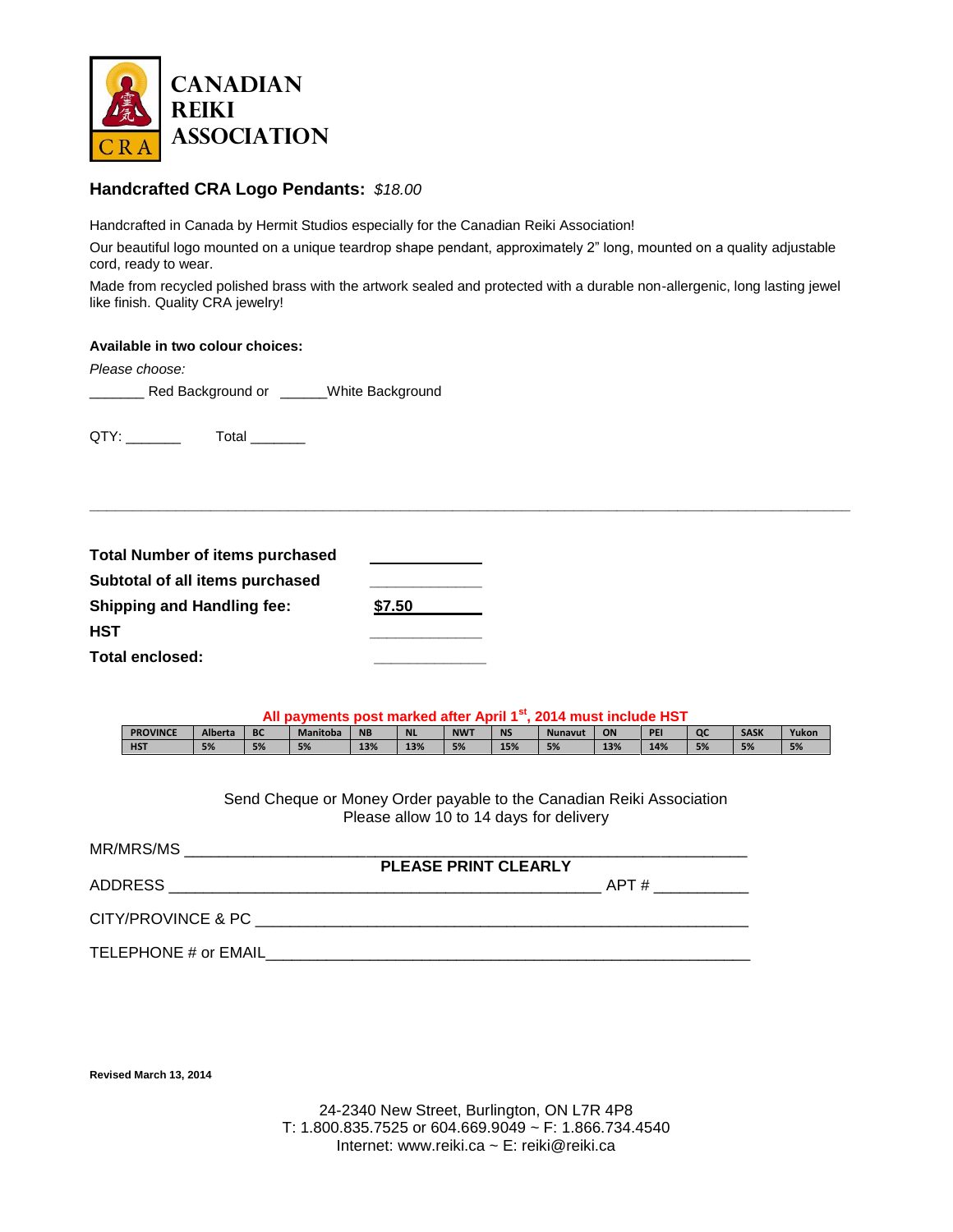**CANADIAN REIKI ASSOCIATION**

### Handcrafted CRA Logo Pendants: *$18.00*

Handcrafted in Canada by Hermit Studios especially for the Canadian Reiki Association!

Our beautiful logo mounted on a unique teardrop shape pendant, approximately 2" long, mounted on a quality adjustable cord, ready to wear.

Made from recycled polished brass with the artwork sealed and protected with a durable non-allergenic, long lasting jewel like finish. Quality CRA jewelry!

**Available in two colour choices:**

*Please choose:*

_______ Red Background or ______White Background

QTY: _______ Total _______

---

**Total Number of items purchased** ______________

**Subtotal of all items purchased** ______________

**Shipping and Handling fee:** **$7.50**

**HST** ______________

**Total enclosed:** ______________

**All payments post marked after April 1st, 2014 must include HST**

| PROVINCE | Alberta | BC | Manitoba | NB | NL | NWT | NS | Nunavut | ON | PEI | QC | SASK | Yukon |
|---|---|---|---|---|---|---|---|---|---|---|---|---|---|
| HST | 5% | 5% | 5% | 13% | 13% | 5% | 15% | 5% | 13% | 14% | 5% | 5% | 5% |

Send Cheque or Money Order payable to the Canadian Reiki Association
Please allow 10 to 14 days for delivery

MR/MRS/MS ____________________________________________________________

**PLEASE PRINT CLEARLY**

ADDRESS ______________________________________________ APT # __________

CITY/PROVINCE & PC _____________________________________________________

TELEPHONE # or EMAIL___________________________________________________

**Revised March 13, 2014**

24-2340 New Street, Burlington, ON L7R 4P8
T: 1.800.835.7525 or 604.669.9049 ~ F: 1.866.734.4540
Internet: www.reiki.ca ~ E: reiki@reiki.ca